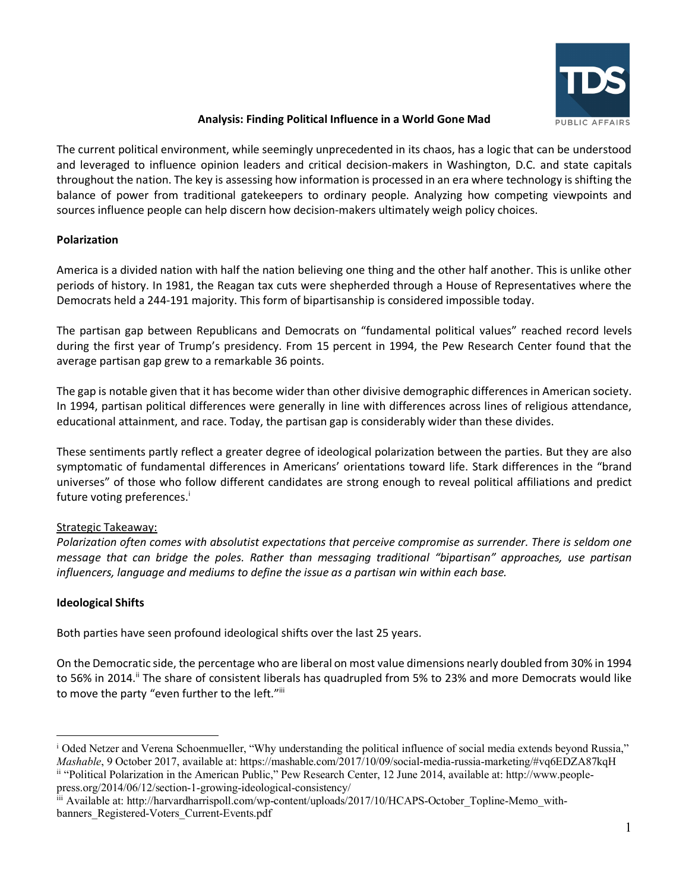## Analysis: Finding Political Influence in a World Gone Mad

The current political environment, while seemingly unprecedented in its chaos, has a logic that can be understood and leveraged to influence opinion leaders and critical decision-makers in Washington, D.C. and state capitals throughout the nation. The key is assessing how information is processed in an era where technology is shifting the balance of power from traditional gatekeepers to ordinary people. Analyzing how competing viewpoints and sources influence people can help discern how decision-makers ultimately weigh policy choices.

**Polarization**

America is a divided nation with half the nation believing one thing and the other half another. This is unlike other periods of history. In 1981, the Reagan tax cuts were shepherded through a House of Representatives where the Democrats held a 244-191 majority. This form of bipartisanship is considered impossible today.

The partisan gap between Republicans and Democrats on "fundamental political values" reached record levels during the first year of Trump's presidency. From 15 percent in 1994, the Pew Research Center found that the average partisan gap grew to a remarkable 36 points.

The gap is notable given that it has become wider than other divisive demographic differences in American society. In 1994, partisan political differences were generally in line with differences across lines of religious attendance, educational attainment, and race. Today, the partisan gap is considerably wider than these divides.

These sentiments partly reflect a greater degree of ideological polarization between the parties. But they are also symptomatic of fundamental differences in Americans' orientations toward life. Stark differences in the "brand universes" of those who follow different candidates are strong enough to reveal political affiliations and predict future voting preferences.[i]

Strategic Takeaway:

*Polarization often comes with absolutist expectations that perceive compromise as surrender. There is seldom one message that can bridge the poles. Rather than messaging traditional "bipartisan" approaches, use partisan influencers, language and mediums to define the issue as a partisan win within each base.*

**Ideological Shifts**

Both parties have seen profound ideological shifts over the last 25 years.

On the Democratic side, the percentage who are liberal on most value dimensions nearly doubled from 30% in 1994 to 56% in 2014.[ii] The share of consistent liberals has quadrupled from 5% to 23% and more Democrats would like to move the party "even further to the left."[iii]

---

[i] Oded Netzer and Verena Schoenmueller, "Why understanding the political influence of social media extends beyond Russia," *Mashable*, 9 October 2017, available at: https://mashable.com/2017/10/09/social-media-russia-marketing/#vq6EDZA87kqH

[ii] "Political Polarization in the American Public," Pew Research Center, 12 June 2014, available at: http://www.people-press.org/2014/06/12/section-1-growing-ideological-consistency/

[iii] Available at: http://harvardharrispoll.com/wp-content/uploads/2017/10/HCAPS-October_Topline-Memo_with-banners_Registered-Voters_Current-Events.pdf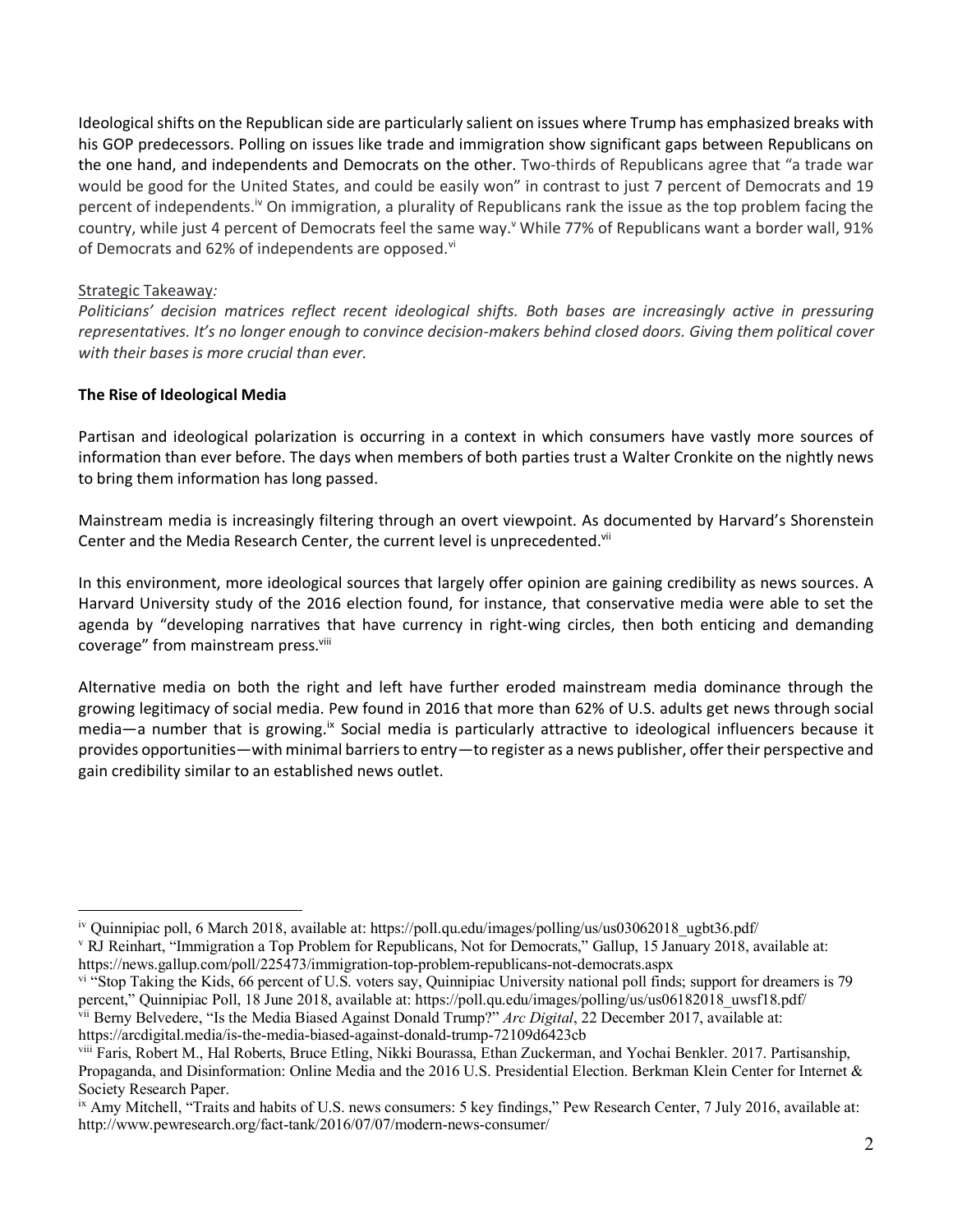Ideological shifts on the Republican side are particularly salient on issues where Trump has emphasized breaks with his GOP predecessors. Polling on issues like trade and immigration show significant gaps between Republicans on the one hand, and independents and Democrats on the other. Two-thirds of Republicans agree that "a trade war would be good for the United States, and could be easily won" in contrast to just 7 percent of Democrats and 19 percent of independents.[iv] On immigration, a plurality of Republicans rank the issue as the top problem facing the country, while just 4 percent of Democrats feel the same way.[v] While 77% of Republicans want a border wall, 91% of Democrats and 62% of independents are opposed.[vi]

Strategic Takeaway:

*Politicians' decision matrices reflect recent ideological shifts. Both bases are increasingly active in pressuring representatives. It's no longer enough to convince decision-makers behind closed doors. Giving them political cover with their bases is more crucial than ever.*

**The Rise of Ideological Media**

Partisan and ideological polarization is occurring in a context in which consumers have vastly more sources of information than ever before. The days when members of both parties trust a Walter Cronkite on the nightly news to bring them information has long passed.

Mainstream media is increasingly filtering through an overt viewpoint. As documented by Harvard's Shorenstein Center and the Media Research Center, the current level is unprecedented.[vii]

In this environment, more ideological sources that largely offer opinion are gaining credibility as news sources. A Harvard University study of the 2016 election found, for instance, that conservative media were able to set the agenda by "developing narratives that have currency in right-wing circles, then both enticing and demanding coverage" from mainstream press.[viii]

Alternative media on both the right and left have further eroded mainstream media dominance through the growing legitimacy of social media. Pew found in 2016 that more than 62% of U.S. adults get news through social media—a number that is growing.[ix] Social media is particularly attractive to ideological influencers because it provides opportunities—with minimal barriers to entry—to register as a news publisher, offer their perspective and gain credibility similar to an established news outlet.

---

[iv] Quinnipiac poll, 6 March 2018, available at: https://poll.qu.edu/images/polling/us/us03062018_ugbt36.pdf/

[v] RJ Reinhart, "Immigration a Top Problem for Republicans, Not for Democrats," Gallup, 15 January 2018, available at: https://news.gallup.com/poll/225473/immigration-top-problem-republicans-not-democrats.aspx

[vi] "Stop Taking the Kids, 66 percent of U.S. voters say, Quinnipiac University national poll finds; support for dreamers is 79 percent," Quinnipiac Poll, 18 June 2018, available at: https://poll.qu.edu/images/polling/us/us06182018_uwsf18.pdf/

[vii] Berny Belvedere, "Is the Media Biased Against Donald Trump?" *Arc Digital*, 22 December 2017, available at: https://arcdigital.media/is-the-media-biased-against-donald-trump-72109d6423cb

[viii] Faris, Robert M., Hal Roberts, Bruce Etling, Nikki Bourassa, Ethan Zuckerman, and Yochai Benkler. 2017. Partisanship, Propaganda, and Disinformation: Online Media and the 2016 U.S. Presidential Election. Berkman Klein Center for Internet & Society Research Paper.

[ix] Amy Mitchell, "Traits and habits of U.S. news consumers: 5 key findings," Pew Research Center, 7 July 2016, available at: http://www.pewresearch.org/fact-tank/2016/07/07/modern-news-consumer/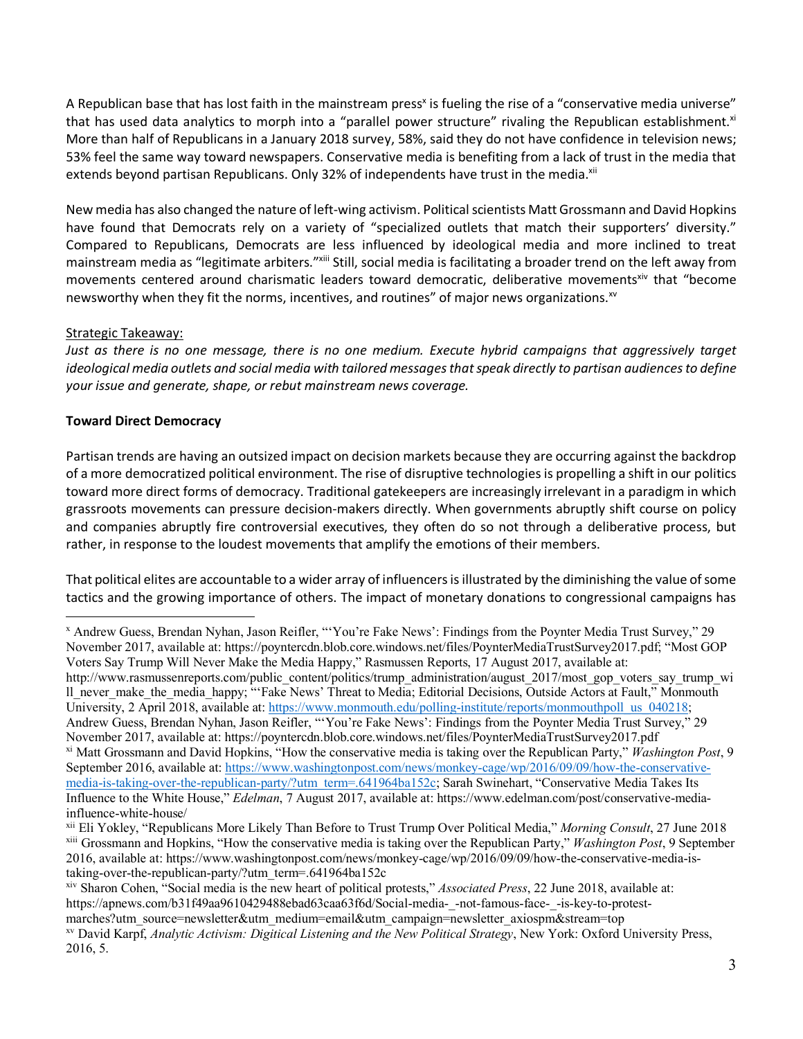A Republican base that has lost faith in the mainstream press[x] is fueling the rise of a "conservative media universe" that has used data analytics to morph into a "parallel power structure" rivaling the Republican establishment.[xi] More than half of Republicans in a January 2018 survey, 58%, said they do not have confidence in television news; 53% feel the same way toward newspapers. Conservative media is benefiting from a lack of trust in the media that extends beyond partisan Republicans. Only 32% of independents have trust in the media.[xii]

New media has also changed the nature of left-wing activism. Political scientists Matt Grossmann and David Hopkins have found that Democrats rely on a variety of "specialized outlets that match their supporters' diversity." Compared to Republicans, Democrats are less influenced by ideological media and more inclined to treat mainstream media as "legitimate arbiters."[xiii] Still, social media is facilitating a broader trend on the left away from movements centered around charismatic leaders toward democratic, deliberative movements[xiv] that "become newsworthy when they fit the norms, incentives, and routines" of major news organizations.[xv]

Strategic Takeaway:

*Just as there is no one message, there is no one medium. Execute hybrid campaigns that aggressively target ideological media outlets and social media with tailored messages that speak directly to partisan audiences to define your issue and generate, shape, or rebut mainstream news coverage.*

**Toward Direct Democracy**

Partisan trends are having an outsized impact on decision markets because they are occurring against the backdrop of a more democratized political environment. The rise of disruptive technologies is propelling a shift in our politics toward more direct forms of democracy. Traditional gatekeepers are increasingly irrelevant in a paradigm in which grassroots movements can pressure decision-makers directly. When governments abruptly shift course on policy and companies abruptly fire controversial executives, they often do so not through a deliberative process, but rather, in response to the loudest movements that amplify the emotions of their members.

That political elites are accountable to a wider array of influencers is illustrated by the diminishing the value of some tactics and the growing importance of others. The impact of monetary donations to congressional campaigns has

---

[x] Andrew Guess, Brendan Nyhan, Jason Reifler, "'You're Fake News': Findings from the Poynter Media Trust Survey," 29 November 2017, available at: https://poyntercdn.blob.core.windows.net/files/PoynterMediaTrustSurvey2017.pdf; "Most GOP Voters Say Trump Will Never Make the Media Happy," Rasmussen Reports, 17 August 2017, available at: http://www.rasmussenreports.com/public_content/politics/trump_administration/august_2017/most_gop_voters_say_trump_will_never_make_the_media_happy; "'Fake News' Threat to Media; Editorial Decisions, Outside Actors at Fault," Monmouth University, 2 April 2018, available at: https://www.monmouth.edu/polling-institute/reports/monmouthpoll_us_040218; Andrew Guess, Brendan Nyhan, Jason Reifler, "'You're Fake News': Findings from the Poynter Media Trust Survey," 29 November 2017, available at: https://poyntercdn.blob.core.windows.net/files/PoynterMediaTrustSurvey2017.pdf

[xi] Matt Grossmann and David Hopkins, "How the conservative media is taking over the Republican Party," *Washington Post*, 9 September 2016, available at: https://www.washingtonpost.com/news/monkey-cage/wp/2016/09/09/how-the-conservative-media-is-taking-over-the-republican-party/?utm_term=.641964ba152c; Sarah Swinehart, "Conservative Media Takes Its Influence to the White House," *Edelman*, 7 August 2017, available at: https://www.edelman.com/post/conservative-media-influence-white-house/

[xii] Eli Yokley, "Republicans More Likely Than Before to Trust Trump Over Political Media," *Morning Consult*, 27 June 2018

[xiii] Grossmann and Hopkins, "How the conservative media is taking over the Republican Party," *Washington Post*, 9 September 2016, available at: https://www.washingtonpost.com/news/monkey-cage/wp/2016/09/09/how-the-conservative-media-is-taking-over-the-republican-party/?utm_term=.641964ba152c

[xiv] Sharon Cohen, "Social media is the new heart of political protests," *Associated Press*, 22 June 2018, available at: https://apnews.com/b31f49aa9610429488ebad63caa63f6d/Social-media-_-not-famous-face-_-is-key-to-protest-marches?utm_source=newsletter&utm_medium=email&utm_campaign=newsletter_axiospm&stream=top

[xv] David Karpf, *Analytic Activism: Digitical Listening and the New Political Strategy*, New York: Oxford University Press, 2016, 5.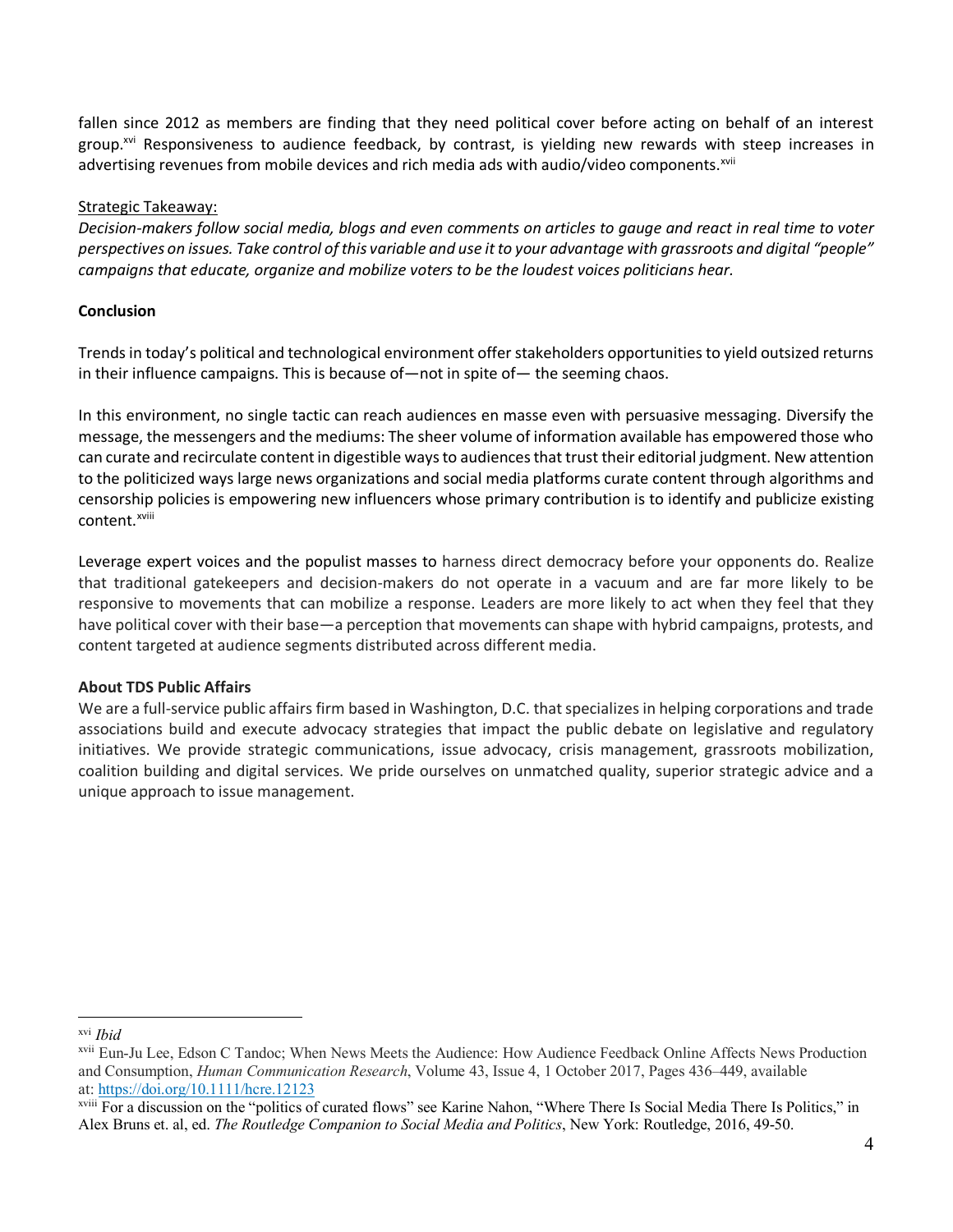fallen since 2012 as members are finding that they need political cover before acting on behalf of an interest group.[xvi] Responsiveness to audience feedback, by contrast, is yielding new rewards with steep increases in advertising revenues from mobile devices and rich media ads with audio/video components.[xvii]

Strategic Takeaway:

*Decision-makers follow social media, blogs and even comments on articles to gauge and react in real time to voter perspectives on issues. Take control of this variable and use it to your advantage with grassroots and digital "people" campaigns that educate, organize and mobilize voters to be the loudest voices politicians hear.*

**Conclusion**

Trends in today's political and technological environment offer stakeholders opportunities to yield outsized returns in their influence campaigns. This is because of—not in spite of— the seeming chaos.

In this environment, no single tactic can reach audiences en masse even with persuasive messaging. Diversify the message, the messengers and the mediums: The sheer volume of information available has empowered those who can curate and recirculate content in digestible ways to audiences that trust their editorial judgment. New attention to the politicized ways large news organizations and social media platforms curate content through algorithms and censorship policies is empowering new influencers whose primary contribution is to identify and publicize existing content.[xviii]

Leverage expert voices and the populist masses to harness direct democracy before your opponents do. Realize that traditional gatekeepers and decision-makers do not operate in a vacuum and are far more likely to be responsive to movements that can mobilize a response. Leaders are more likely to act when they feel that they have political cover with their base—a perception that movements can shape with hybrid campaigns, protests, and content targeted at audience segments distributed across different media.

**About TDS Public Affairs**

We are a full-service public affairs firm based in Washington, D.C. that specializes in helping corporations and trade associations build and execute advocacy strategies that impact the public debate on legislative and regulatory initiatives. We provide strategic communications, issue advocacy, crisis management, grassroots mobilization, coalition building and digital services. We pride ourselves on unmatched quality, superior strategic advice and a unique approach to issue management.

---

[xvi] *Ibid*

[xvii] Eun-Ju Lee, Edson C Tandoc; When News Meets the Audience: How Audience Feedback Online Affects News Production and Consumption, *Human Communication Research*, Volume 43, Issue 4, 1 October 2017, Pages 436–449, available at: https://doi.org/10.1111/hcre.12123

[xviii] For a discussion on the "politics of curated flows" see Karine Nahon, "Where There Is Social Media There Is Politics," in Alex Bruns et. al, ed. *The Routledge Companion to Social Media and Politics*, New York: Routledge, 2016, 49-50.